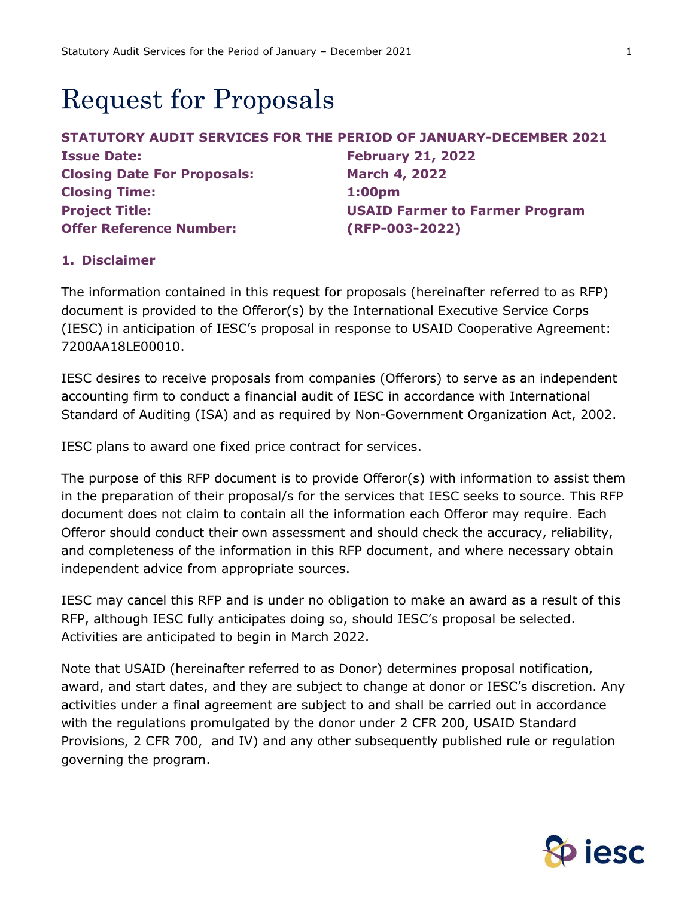# Request for Proposals

**STATUTORY AUDIT SERVICES FOR THE PERIOD OF JANUARY-DECEMBER 2021**

| | |
|---|---|
| **Issue Date:** | **February 21, 2022** |
| **Closing Date For Proposals:** | **March 4, 2022** |
| **Closing Time:** | **1:00pm** |
| **Project Title:** | **USAID Farmer to Farmer Program** |
| **Offer Reference Number:** | **(RFP-003-2022)** |

## 1. Disclaimer

The information contained in this request for proposals (hereinafter referred to as RFP) document is provided to the Offeror(s) by the International Executive Service Corps (IESC) in anticipation of IESC's proposal in response to USAID Cooperative Agreement: 7200AA18LE00010.

IESC desires to receive proposals from companies (Offerors) to serve as an independent accounting firm to conduct a financial audit of IESC in accordance with International Standard of Auditing (ISA) and as required by Non-Government Organization Act, 2002.

IESC plans to award one fixed price contract for services.

The purpose of this RFP document is to provide Offeror(s) with information to assist them in the preparation of their proposal/s for the services that IESC seeks to source. This RFP document does not claim to contain all the information each Offeror may require. Each Offeror should conduct their own assessment and should check the accuracy, reliability, and completeness of the information in this RFP document, and where necessary obtain independent advice from appropriate sources.

IESC may cancel this RFP and is under no obligation to make an award as a result of this RFP, although IESC fully anticipates doing so, should IESC's proposal be selected. Activities are anticipated to begin in March 2022.

Note that USAID (hereinafter referred to as Donor) determines proposal notification, award, and start dates, and they are subject to change at donor or IESC's discretion. Any activities under a final agreement are subject to and shall be carried out in accordance with the regulations promulgated by the donor under 2 CFR 200, USAID Standard Provisions, 2 CFR 700, and IV) and any other subsequently published rule or regulation governing the program.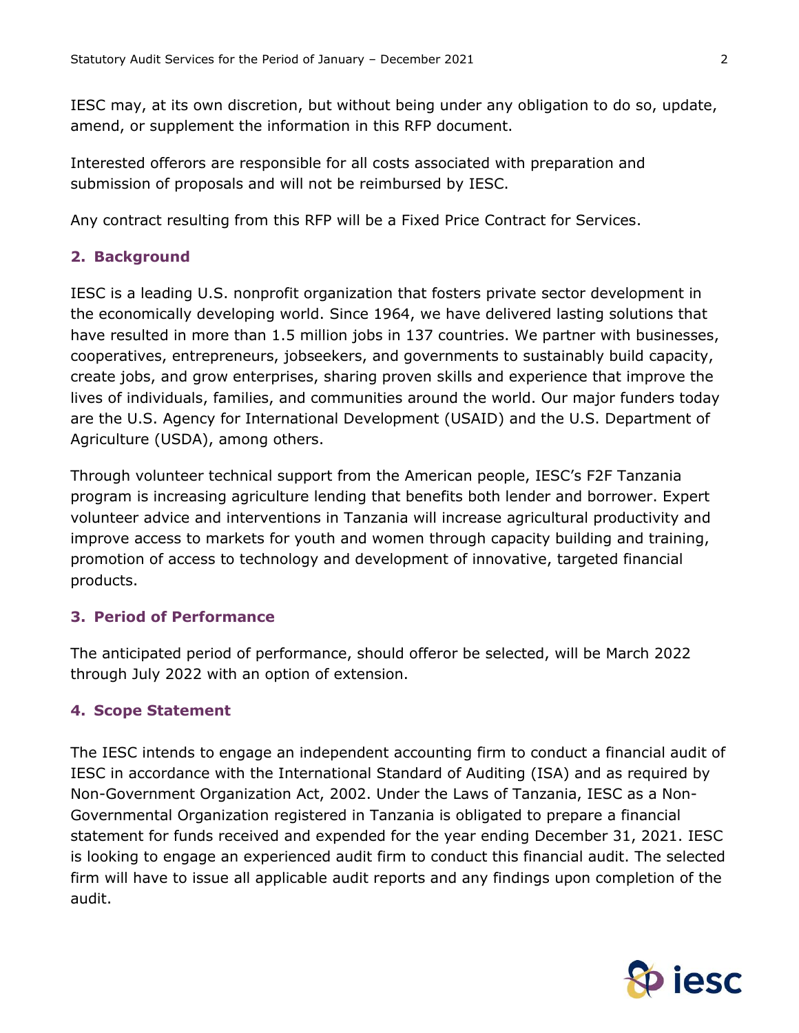IESC may, at its own discretion, but without being under any obligation to do so, update, amend, or supplement the information in this RFP document.

Interested offerors are responsible for all costs associated with preparation and submission of proposals and will not be reimbursed by IESC.

Any contract resulting from this RFP will be a Fixed Price Contract for Services.

## 2. Background

IESC is a leading U.S. nonprofit organization that fosters private sector development in the economically developing world. Since 1964, we have delivered lasting solutions that have resulted in more than 1.5 million jobs in 137 countries. We partner with businesses, cooperatives, entrepreneurs, jobseekers, and governments to sustainably build capacity, create jobs, and grow enterprises, sharing proven skills and experience that improve the lives of individuals, families, and communities around the world. Our major funders today are the U.S. Agency for International Development (USAID) and the U.S. Department of Agriculture (USDA), among others.

Through volunteer technical support from the American people, IESC's F2F Tanzania program is increasing agriculture lending that benefits both lender and borrower. Expert volunteer advice and interventions in Tanzania will increase agricultural productivity and improve access to markets for youth and women through capacity building and training, promotion of access to technology and development of innovative, targeted financial products.

## 3. Period of Performance

The anticipated period of performance, should offeror be selected, will be March 2022 through July 2022 with an option of extension.

## 4. Scope Statement

The IESC intends to engage an independent accounting firm to conduct a financial audit of IESC in accordance with the International Standard of Auditing (ISA) and as required by Non-Government Organization Act, 2002. Under the Laws of Tanzania, IESC as a Non-Governmental Organization registered in Tanzania is obligated to prepare a financial statement for funds received and expended for the year ending December 31, 2021. IESC is looking to engage an experienced audit firm to conduct this financial audit. The selected firm will have to issue all applicable audit reports and any findings upon completion of the audit.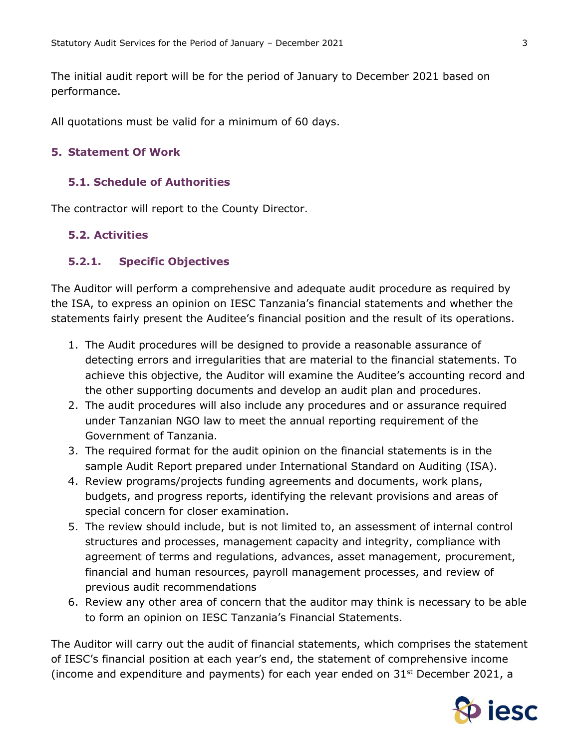The initial audit report will be for the period of January to December 2021 based on performance.

All quotations must be valid for a minimum of 60 days.

## 5. Statement Of Work

### 5.1. Schedule of Authorities

The contractor will report to the County Director.

### 5.2. Activities

#### 5.2.1. Specific Objectives

The Auditor will perform a comprehensive and adequate audit procedure as required by the ISA, to express an opinion on IESC Tanzania's financial statements and whether the statements fairly present the Auditee's financial position and the result of its operations.

1. The Audit procedures will be designed to provide a reasonable assurance of detecting errors and irregularities that are material to the financial statements. To achieve this objective, the Auditor will examine the Auditee's accounting record and the other supporting documents and develop an audit plan and procedures.
2. The audit procedures will also include any procedures and or assurance required under Tanzanian NGO law to meet the annual reporting requirement of the Government of Tanzania.
3. The required format for the audit opinion on the financial statements is in the sample Audit Report prepared under International Standard on Auditing (ISA).
4. Review programs/projects funding agreements and documents, work plans, budgets, and progress reports, identifying the relevant provisions and areas of special concern for closer examination.
5. The review should include, but is not limited to, an assessment of internal control structures and processes, management capacity and integrity, compliance with agreement of terms and regulations, advances, asset management, procurement, financial and human resources, payroll management processes, and review of previous audit recommendations
6. Review any other area of concern that the auditor may think is necessary to be able to form an opinion on IESC Tanzania's Financial Statements.

The Auditor will carry out the audit of financial statements, which comprises the statement of IESC's financial position at each year's end, the statement of comprehensive income (income and expenditure and payments) for each year ended on 31st December 2021, a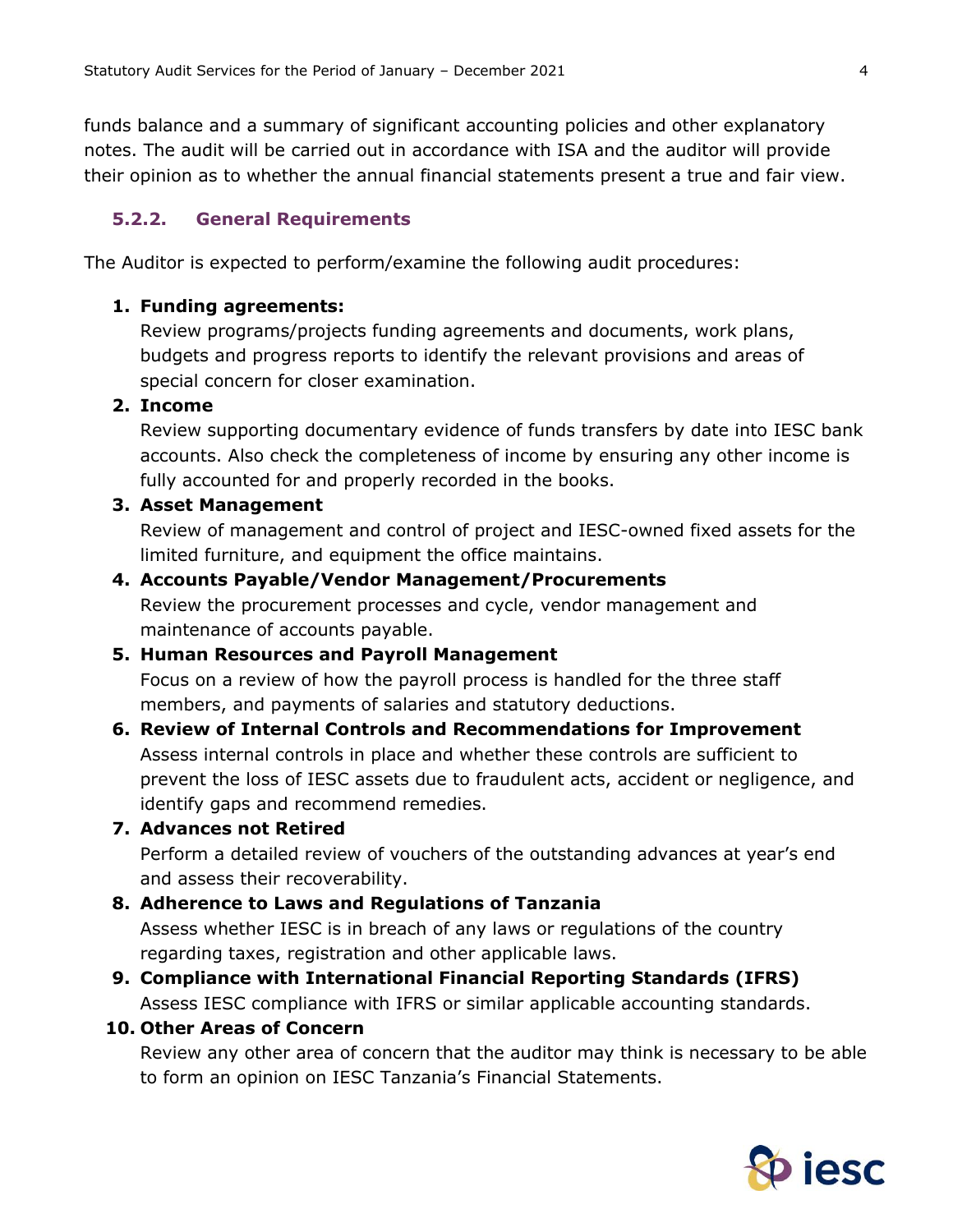funds balance and a summary of significant accounting policies and other explanatory notes. The audit will be carried out in accordance with ISA and the auditor will provide their opinion as to whether the annual financial statements present a true and fair view.

### 5.2.2. General Requirements

The Auditor is expected to perform/examine the following audit procedures:

1. **Funding agreements:**
   Review programs/projects funding agreements and documents, work plans, budgets and progress reports to identify the relevant provisions and areas of special concern for closer examination.
2. **Income**
   Review supporting documentary evidence of funds transfers by date into IESC bank accounts. Also check the completeness of income by ensuring any other income is fully accounted for and properly recorded in the books.
3. **Asset Management**
   Review of management and control of project and IESC-owned fixed assets for the limited furniture, and equipment the office maintains.
4. **Accounts Payable/Vendor Management/Procurements**
   Review the procurement processes and cycle, vendor management and maintenance of accounts payable.
5. **Human Resources and Payroll Management**
   Focus on a review of how the payroll process is handled for the three staff members, and payments of salaries and statutory deductions.
6. **Review of Internal Controls and Recommendations for Improvement**
   Assess internal controls in place and whether these controls are sufficient to prevent the loss of IESC assets due to fraudulent acts, accident or negligence, and identify gaps and recommend remedies.
7. **Advances not Retired**
   Perform a detailed review of vouchers of the outstanding advances at year's end and assess their recoverability.
8. **Adherence to Laws and Regulations of Tanzania**
   Assess whether IESC is in breach of any laws or regulations of the country regarding taxes, registration and other applicable laws.
9. **Compliance with International Financial Reporting Standards (IFRS)**
   Assess IESC compliance with IFRS or similar applicable accounting standards.
10. **Other Areas of Concern**
    Review any other area of concern that the auditor may think is necessary to be able to form an opinion on IESC Tanzania's Financial Statements.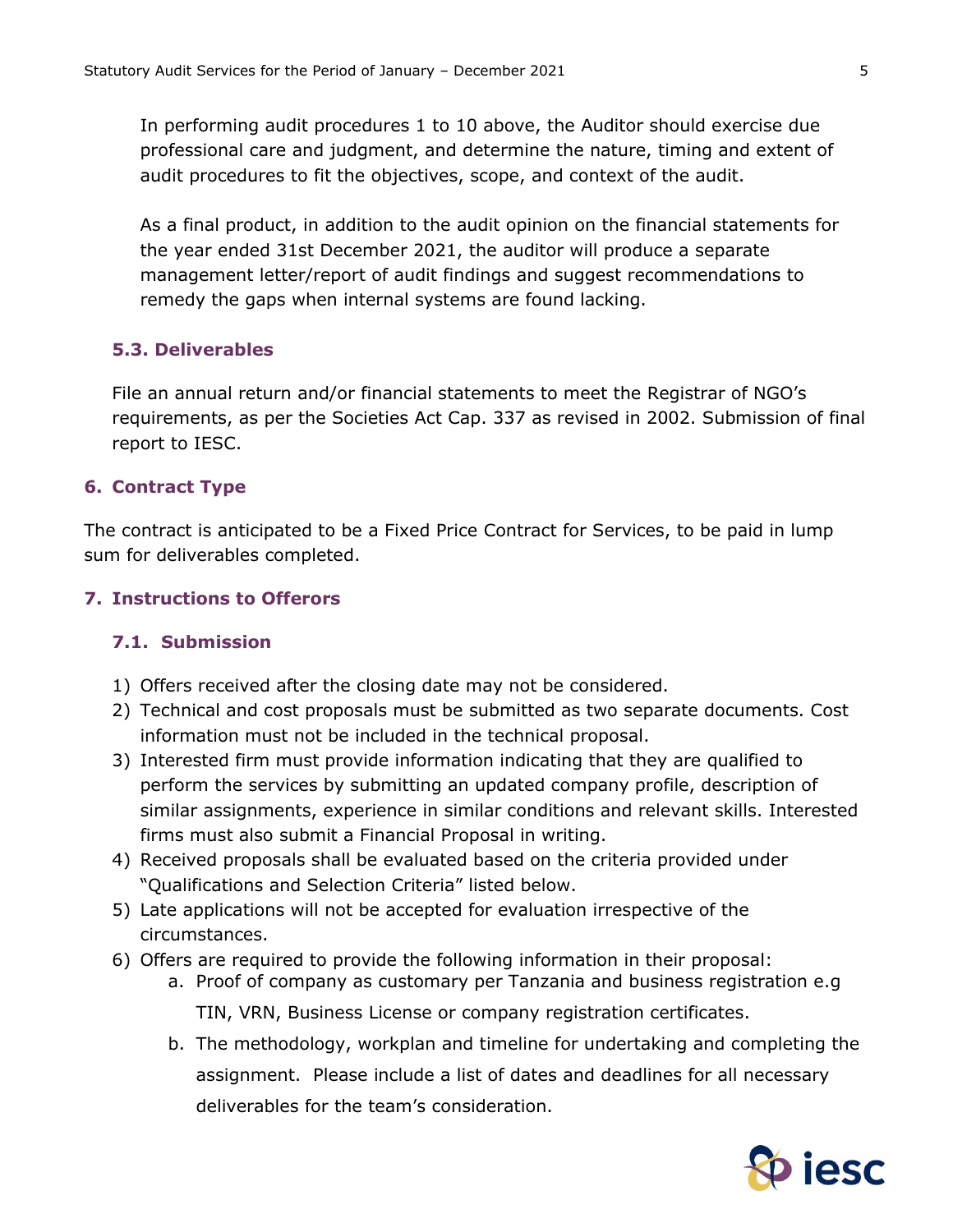In performing audit procedures 1 to 10 above, the Auditor should exercise due professional care and judgment, and determine the nature, timing and extent of audit procedures to fit the objectives, scope, and context of the audit.

As a final product, in addition to the audit opinion on the financial statements for the year ended 31st December 2021, the auditor will produce a separate management letter/report of audit findings and suggest recommendations to remedy the gaps when internal systems are found lacking.

### 5.3. Deliverables

File an annual return and/or financial statements to meet the Registrar of NGO's requirements, as per the Societies Act Cap. 337 as revised in 2002. Submission of final report to IESC.

## 6. Contract Type

The contract is anticipated to be a Fixed Price Contract for Services, to be paid in lump sum for deliverables completed.

## 7. Instructions to Offerors

### 7.1. Submission

1) Offers received after the closing date may not be considered.
2) Technical and cost proposals must be submitted as two separate documents. Cost information must not be included in the technical proposal.
3) Interested firm must provide information indicating that they are qualified to perform the services by submitting an updated company profile, description of similar assignments, experience in similar conditions and relevant skills. Interested firms must also submit a Financial Proposal in writing.
4) Received proposals shall be evaluated based on the criteria provided under "Qualifications and Selection Criteria" listed below.
5) Late applications will not be accepted for evaluation irrespective of the circumstances.
6) Offers are required to provide the following information in their proposal:
    a. Proof of company as customary per Tanzania and business registration e.g TIN, VRN, Business License or company registration certificates.
    b. The methodology, workplan and timeline for undertaking and completing the assignment. Please include a list of dates and deadlines for all necessary deliverables for the team's consideration.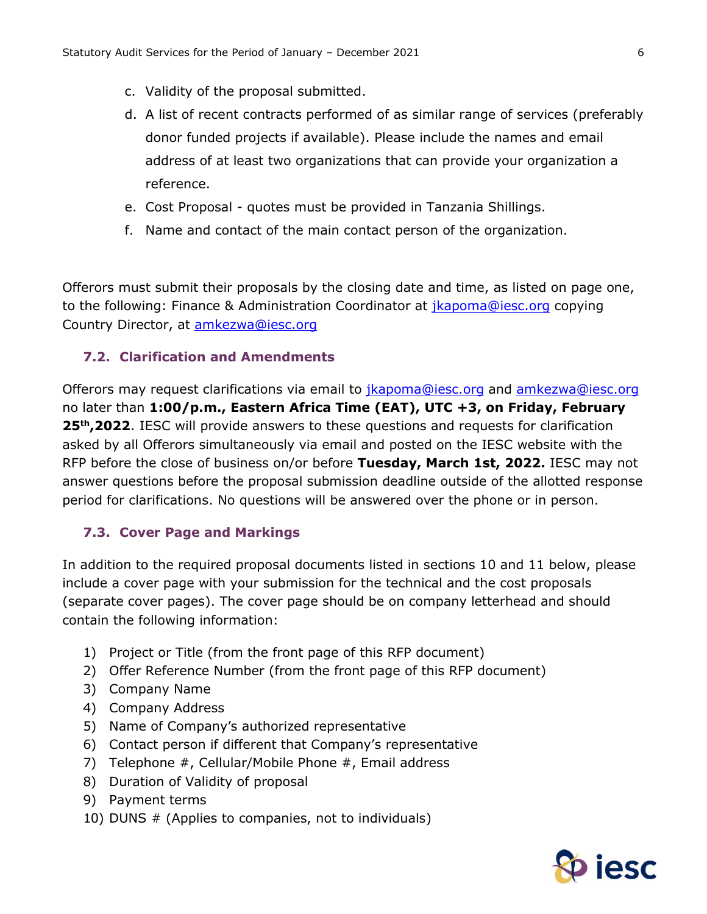c. Validity of the proposal submitted.
d. A list of recent contracts performed of as similar range of services (preferably donor funded projects if available). Please include the names and email address of at least two organizations that can provide your organization a reference.
e. Cost Proposal - quotes must be provided in Tanzania Shillings.
f. Name and contact of the main contact person of the organization.

Offerors must submit their proposals by the closing date and time, as listed on page one, to the following: Finance & Administration Coordinator at jkapoma@iesc.org copying Country Director, at amkezwa@iesc.org

### 7.2. Clarification and Amendments

Offerors may request clarifications via email to jkapoma@iesc.org and amkezwa@iesc.org no later than **1:00/p.m., Eastern Africa Time (EAT), UTC +3, on Friday, February 25th,2022**. IESC will provide answers to these questions and requests for clarification asked by all Offerors simultaneously via email and posted on the IESC website with the RFP before the close of business on/or before **Tuesday, March 1st, 2022.** IESC may not answer questions before the proposal submission deadline outside of the allotted response period for clarifications. No questions will be answered over the phone or in person.

### 7.3. Cover Page and Markings

In addition to the required proposal documents listed in sections 10 and 11 below, please include a cover page with your submission for the technical and the cost proposals (separate cover pages). The cover page should be on company letterhead and should contain the following information:

1) Project or Title (from the front page of this RFP document)
2) Offer Reference Number (from the front page of this RFP document)
3) Company Name
4) Company Address
5) Name of Company's authorized representative
6) Contact person if different that Company's representative
7) Telephone #, Cellular/Mobile Phone #, Email address
8) Duration of Validity of proposal
9) Payment terms
10) DUNS # (Applies to companies, not to individuals)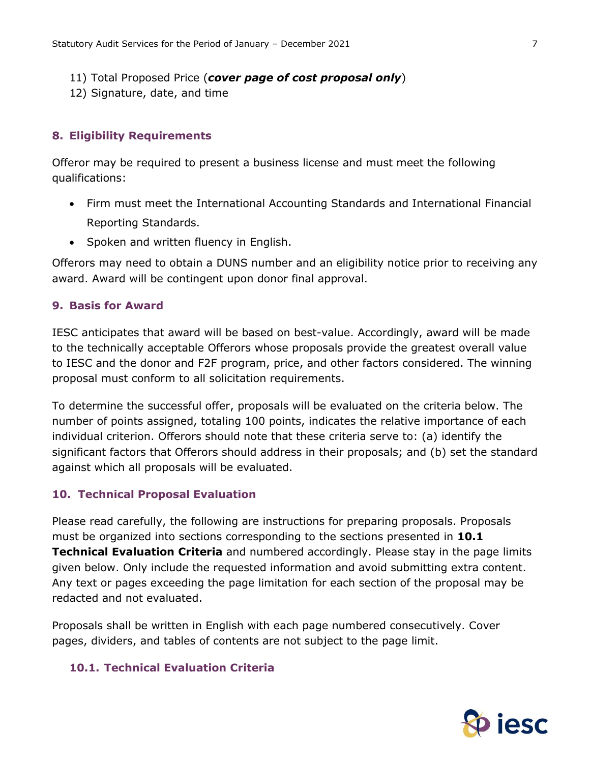11) Total Proposed Price (***cover page of cost proposal only***)
12) Signature, date, and time

## 8. Eligibility Requirements

Offeror may be required to present a business license and must meet the following qualifications:

- Firm must meet the International Accounting Standards and International Financial Reporting Standards.
- Spoken and written fluency in English.

Offerors may need to obtain a DUNS number and an eligibility notice prior to receiving any award. Award will be contingent upon donor final approval.

## 9. Basis for Award

IESC anticipates that award will be based on best-value. Accordingly, award will be made to the technically acceptable Offerors whose proposals provide the greatest overall value to IESC and the donor and F2F program, price, and other factors considered. The winning proposal must conform to all solicitation requirements.

To determine the successful offer, proposals will be evaluated on the criteria below. The number of points assigned, totaling 100 points, indicates the relative importance of each individual criterion. Offerors should note that these criteria serve to: (a) identify the significant factors that Offerors should address in their proposals; and (b) set the standard against which all proposals will be evaluated.

## 10. Technical Proposal Evaluation

Please read carefully, the following are instructions for preparing proposals. Proposals must be organized into sections corresponding to the sections presented in **10.1 Technical Evaluation Criteria** and numbered accordingly. Please stay in the page limits given below. Only include the requested information and avoid submitting extra content. Any text or pages exceeding the page limitation for each section of the proposal may be redacted and not evaluated.

Proposals shall be written in English with each page numbered consecutively. Cover pages, dividers, and tables of contents are not subject to the page limit.

### 10.1. Technical Evaluation Criteria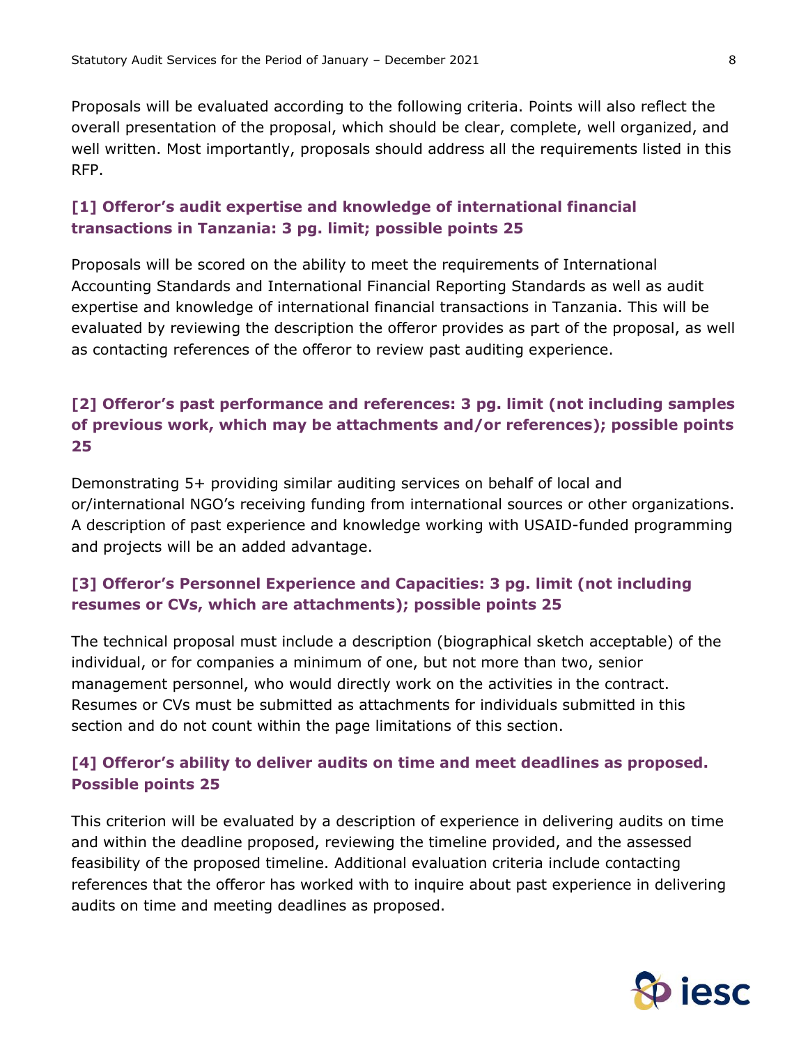Proposals will be evaluated according to the following criteria. Points will also reflect the overall presentation of the proposal, which should be clear, complete, well organized, and well written. Most importantly, proposals should address all the requirements listed in this RFP.

### [1] Offeror's audit expertise and knowledge of international financial transactions in Tanzania: 3 pg. limit; possible points 25

Proposals will be scored on the ability to meet the requirements of International Accounting Standards and International Financial Reporting Standards as well as audit expertise and knowledge of international financial transactions in Tanzania. This will be evaluated by reviewing the description the offeror provides as part of the proposal, as well as contacting references of the offeror to review past auditing experience.

### [2] Offeror's past performance and references: 3 pg. limit (not including samples of previous work, which may be attachments and/or references); possible points 25

Demonstrating 5+ providing similar auditing services on behalf of local and or/international NGO's receiving funding from international sources or other organizations. A description of past experience and knowledge working with USAID-funded programming and projects will be an added advantage.

### [3] Offeror's Personnel Experience and Capacities: 3 pg. limit (not including resumes or CVs, which are attachments); possible points 25

The technical proposal must include a description (biographical sketch acceptable) of the individual, or for companies a minimum of one, but not more than two, senior management personnel, who would directly work on the activities in the contract. Resumes or CVs must be submitted as attachments for individuals submitted in this section and do not count within the page limitations of this section.

### [4] Offeror's ability to deliver audits on time and meet deadlines as proposed. Possible points 25

This criterion will be evaluated by a description of experience in delivering audits on time and within the deadline proposed, reviewing the timeline provided, and the assessed feasibility of the proposed timeline. Additional evaluation criteria include contacting references that the offeror has worked with to inquire about past experience in delivering audits on time and meeting deadlines as proposed.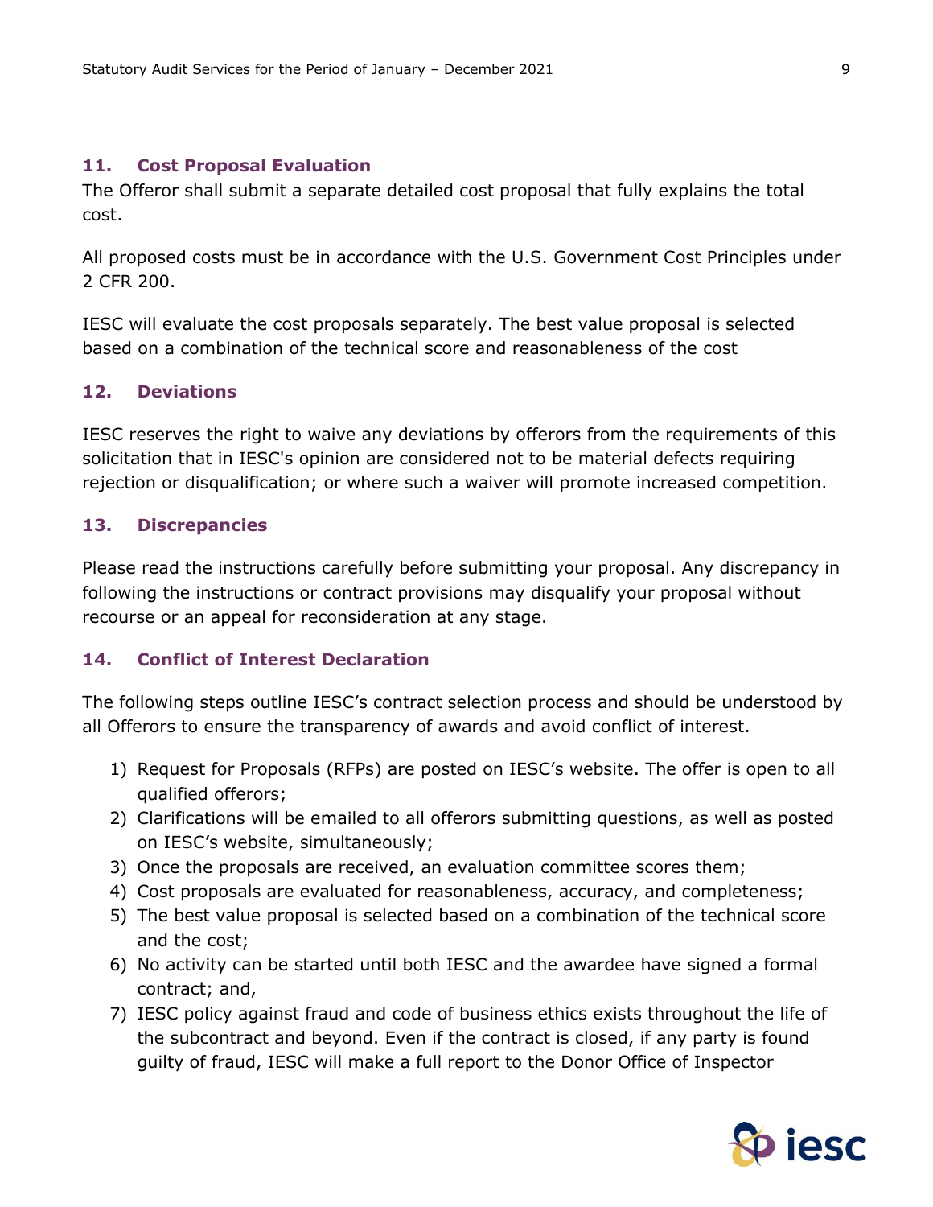## 11. Cost Proposal Evaluation

The Offeror shall submit a separate detailed cost proposal that fully explains the total cost.

All proposed costs must be in accordance with the U.S. Government Cost Principles under 2 CFR 200.

IESC will evaluate the cost proposals separately. The best value proposal is selected based on a combination of the technical score and reasonableness of the cost

## 12. Deviations

IESC reserves the right to waive any deviations by offerors from the requirements of this solicitation that in IESC's opinion are considered not to be material defects requiring rejection or disqualification; or where such a waiver will promote increased competition.

## 13. Discrepancies

Please read the instructions carefully before submitting your proposal. Any discrepancy in following the instructions or contract provisions may disqualify your proposal without recourse or an appeal for reconsideration at any stage.

## 14. Conflict of Interest Declaration

The following steps outline IESC's contract selection process and should be understood by all Offerors to ensure the transparency of awards and avoid conflict of interest.

1) Request for Proposals (RFPs) are posted on IESC's website. The offer is open to all qualified offerors;
2) Clarifications will be emailed to all offerors submitting questions, as well as posted on IESC's website, simultaneously;
3) Once the proposals are received, an evaluation committee scores them;
4) Cost proposals are evaluated for reasonableness, accuracy, and completeness;
5) The best value proposal is selected based on a combination of the technical score and the cost;
6) No activity can be started until both IESC and the awardee have signed a formal contract; and,
7) IESC policy against fraud and code of business ethics exists throughout the life of the subcontract and beyond. Even if the contract is closed, if any party is found guilty of fraud, IESC will make a full report to the Donor Office of Inspector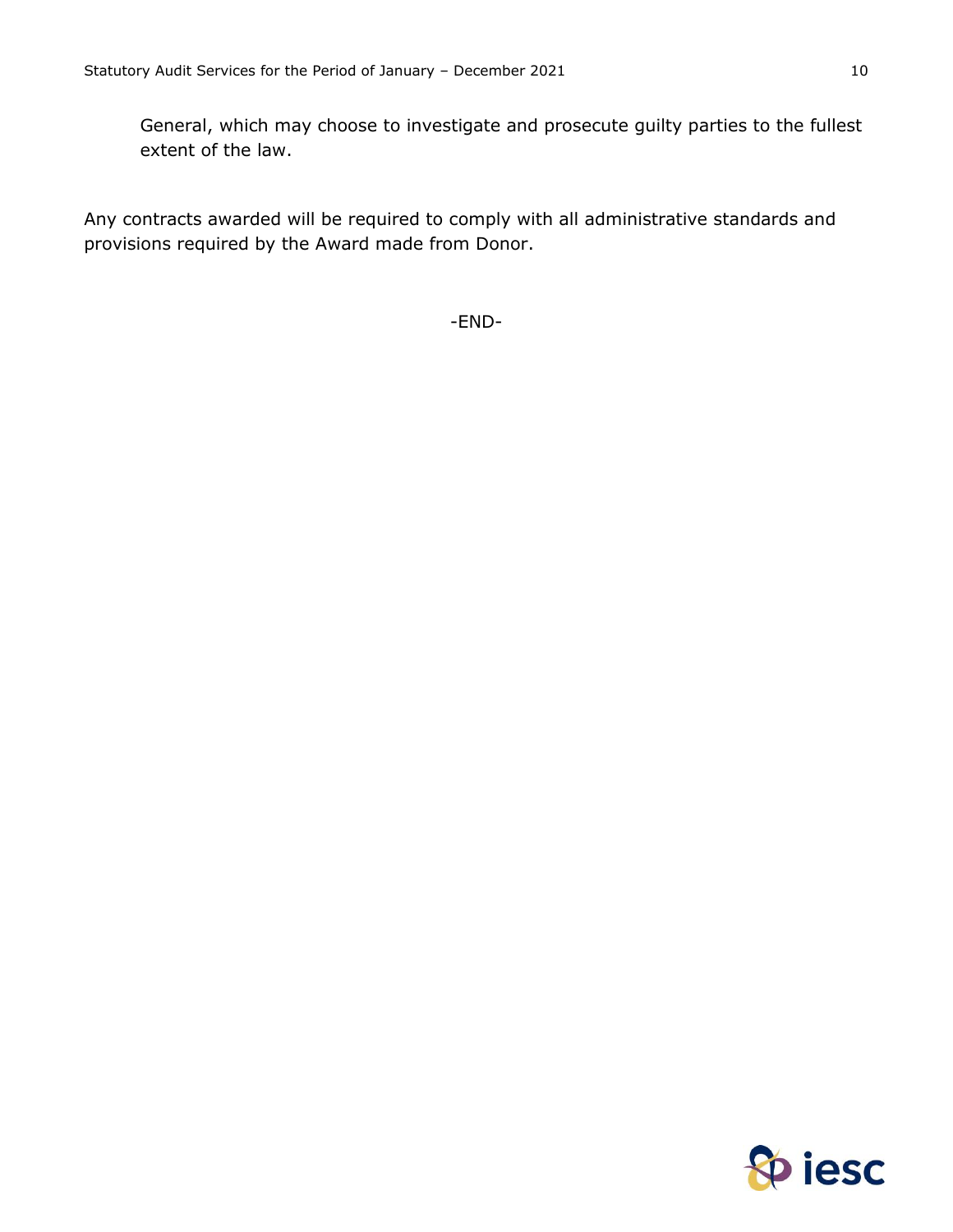General, which may choose to investigate and prosecute guilty parties to the fullest extent of the law.

Any contracts awarded will be required to comply with all administrative standards and provisions required by the Award made from Donor.

-END-